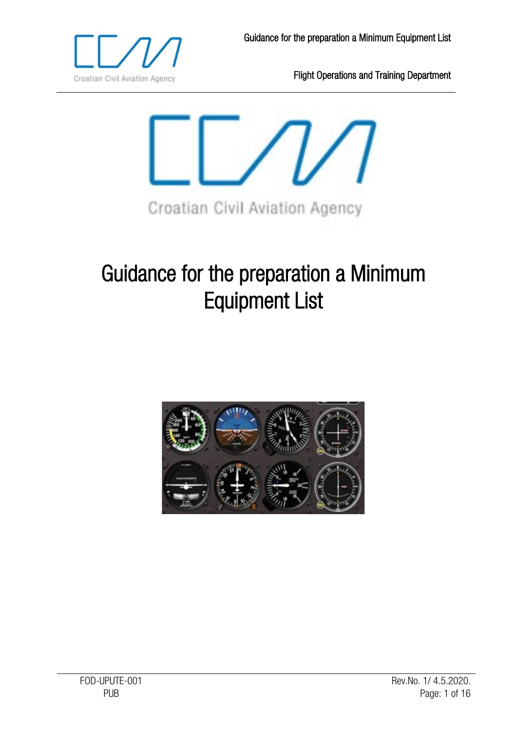Croatian Civil Aviation Agency

# Guidance for the preparation a Minimum Equipment List

FOD-UPUTE-001
PUB

Rev.No. 1/ 4.5.2020.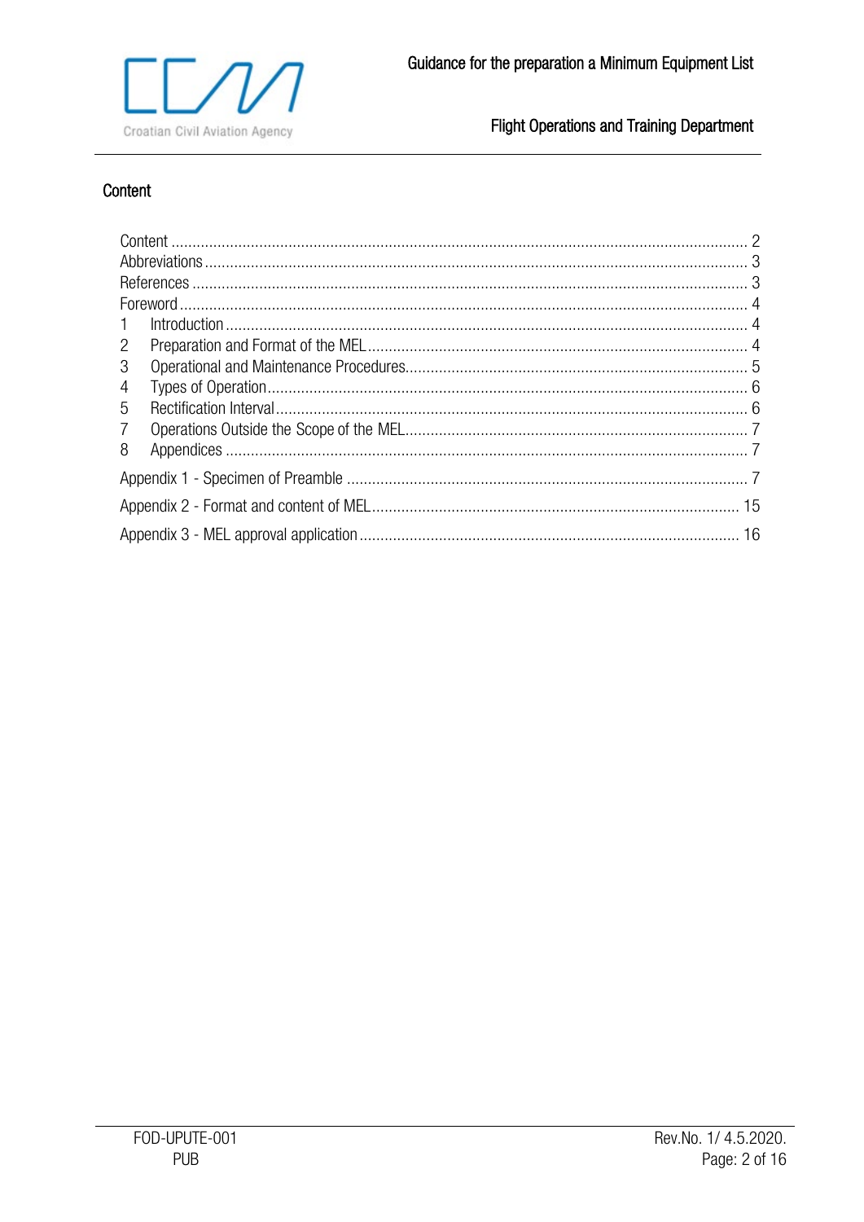## Content

| | | |
|---|---|---|
| Content | | 2 |
| Abbreviations | | 3 |
| References | | 3 |
| Foreword | | 4 |
| 1 | Introduction | 4 |
| 2 | Preparation and Format of the MEL | 4 |
| 3 | Operational and Maintenance Procedures | 5 |
| 4 | Types of Operation | 6 |
| 5 | Rectification Interval | 6 |
| 7 | Operations Outside the Scope of the MEL | 7 |
| 8 | Appendices | 7 |
| Appendix 1 - Specimen of Preamble | | 7 |
| Appendix 2 - Format and content of MEL | | 15 |
| Appendix 3 - MEL approval application | | 16 |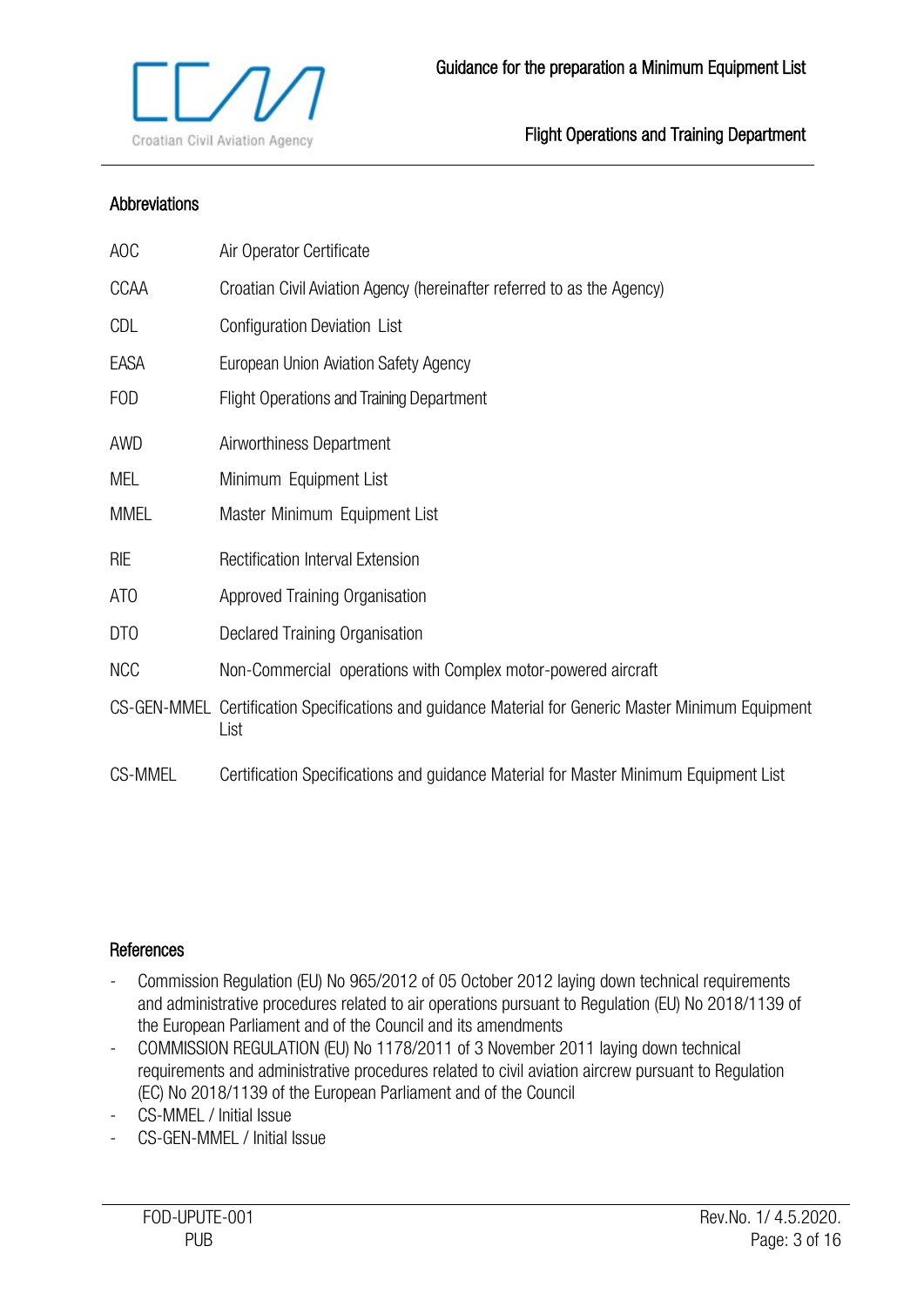## Abbreviations

| | |
|---|---|
| AOC | Air Operator Certificate |
| CCAA | Croatian Civil Aviation Agency (hereinafter referred to as the Agency) |
| CDL | Configuration Deviation List |
| EASA | European Union Aviation Safety Agency |
| FOD | Flight Operations and Training Department |
| AWD | Airworthiness Department |
| MEL | Minimum Equipment List |
| MMEL | Master Minimum Equipment List |
| RIE | Rectification Interval Extension |
| ATO | Approved Training Organisation |
| DTO | Declared Training Organisation |
| NCC | Non-Commercial operations with Complex motor-powered aircraft |
| CS-GEN-MMEL | Certification Specifications and guidance Material for Generic Master Minimum Equipment List |
| CS-MMEL | Certification Specifications and guidance Material for Master Minimum Equipment List |

## References

- Commission Regulation (EU) No 965/2012 of 05 October 2012 laying down technical requirements and administrative procedures related to air operations pursuant to Regulation (EU) No 2018/1139 of the European Parliament and of the Council and its amendments
- COMMISSION REGULATION (EU) No 1178/2011 of 3 November 2011 laying down technical requirements and administrative procedures related to civil aviation aircrew pursuant to Regulation (EC) No 2018/1139 of the European Parliament and of the Council
- CS-MMEL / Initial Issue
- CS-GEN-MMEL / Initial Issue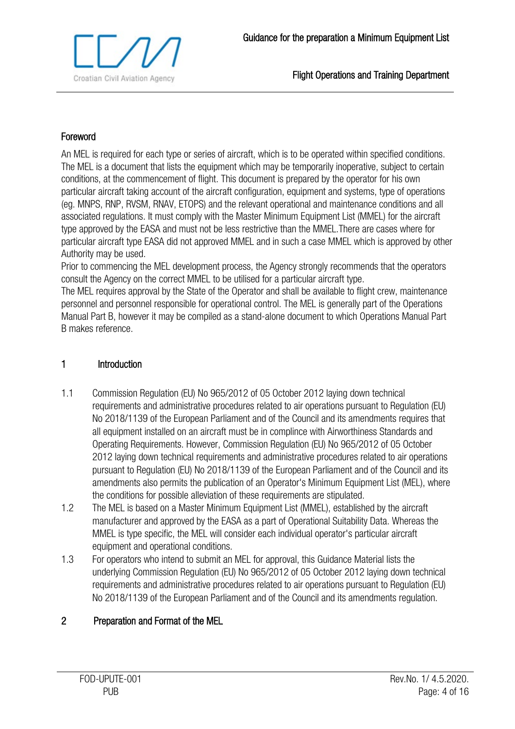## Foreword

An MEL is required for each type or series of aircraft, which is to be operated within specified conditions. The MEL is a document that lists the equipment which may be temporarily inoperative, subject to certain conditions, at the commencement of flight. This document is prepared by the operator for his own particular aircraft taking account of the aircraft configuration, equipment and systems, type of operations (eg. MNPS, RNP, RVSM, RNAV, ETOPS) and the relevant operational and maintenance conditions and all associated regulations. It must comply with the Master Minimum Equipment List (MMEL) for the aircraft type approved by the EASA and must not be less restrictive than the MMEL.There are cases where for particular aircraft type EASA did not approved MMEL and in such a case MMEL which is approved by other Authority may be used.
Prior to commencing the MEL development process, the Agency strongly recommends that the operators consult the Agency on the correct MMEL to be utilised for a particular aircraft type.
The MEL requires approval by the State of the Operator and shall be available to flight crew, maintenance personnel and personnel responsible for operational control. The MEL is generally part of the Operations Manual Part B, however it may be compiled as a stand-alone document to which Operations Manual Part B makes reference.

## 1 Introduction

1.1 Commission Regulation (EU) No 965/2012 of 05 October 2012 laying down technical requirements and administrative procedures related to air operations pursuant to Regulation (EU) No 2018/1139 of the European Parliament and of the Council and its amendments requires that all equipment installed on an aircraft must be in complince with Airworthiness Standards and Operating Requirements. However, Commission Regulation (EU) No 965/2012 of 05 October 2012 laying down technical requirements and administrative procedures related to air operations pursuant to Regulation (EU) No 2018/1139 of the European Parliament and of the Council and its amendments also permits the publication of an Operator's Minimum Equipment List (MEL), where the conditions for possible alleviation of these requirements are stipulated.

1.2 The MEL is based on a Master Minimum Equipment List (MMEL), established by the aircraft manufacturer and approved by the EASA as a part of Operational Suitability Data. Whereas the MMEL is type specific, the MEL will consider each individual operator's particular aircraft equipment and operational conditions.

1.3 For operators who intend to submit an MEL for approval, this Guidance Material lists the underlying Commission Regulation (EU) No 965/2012 of 05 October 2012 laying down technical requirements and administrative procedures related to air operations pursuant to Regulation (EU) No 2018/1139 of the European Parliament and of the Council and its amendments regulation.

## 2 Preparation and Format of the MEL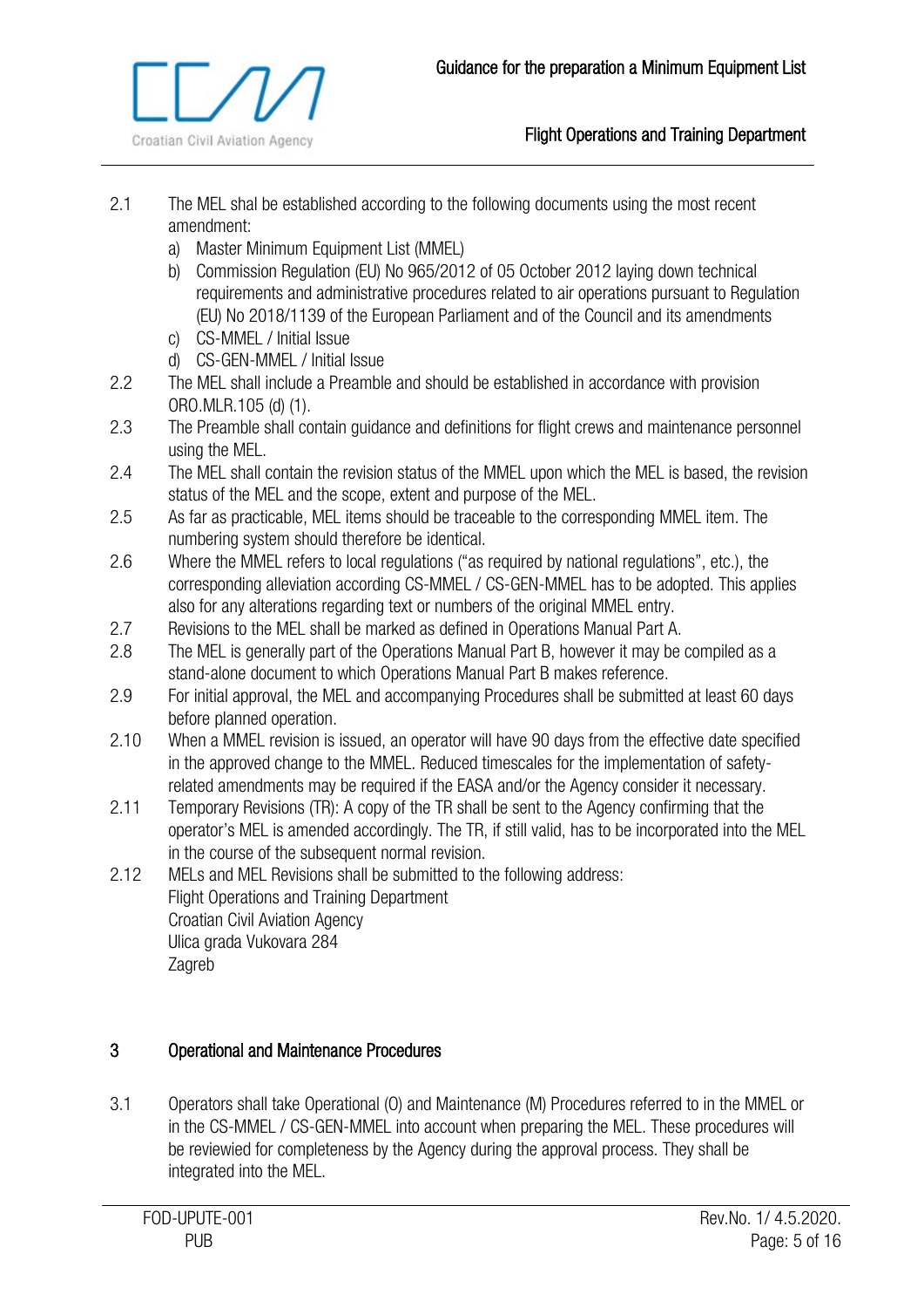2.1 The MEL shal be established according to the following documents using the most recent amendment:

a) Master Minimum Equipment List (MMEL)
b) Commission Regulation (EU) No 965/2012 of 05 October 2012 laying down technical requirements and administrative procedures related to air operations pursuant to Regulation (EU) No 2018/1139 of the European Parliament and of the Council and its amendments
c) CS-MMEL / Initial Issue
d) CS-GEN-MMEL / Initial Issue

2.2 The MEL shall include a Preamble and should be established in accordance with provision ORO.MLR.105 (d) (1).

2.3 The Preamble shall contain guidance and definitions for flight crews and maintenance personnel using the MEL.

2.4 The MEL shall contain the revision status of the MMEL upon which the MEL is based, the revision status of the MEL and the scope, extent and purpose of the MEL.

2.5 As far as practicable, MEL items should be traceable to the corresponding MMEL item. The numbering system should therefore be identical.

2.6 Where the MMEL refers to local regulations ("as required by national regulations", etc.), the corresponding alleviation according CS-MMEL / CS-GEN-MMEL has to be adopted. This applies also for any alterations regarding text or numbers of the original MMEL entry.

2.7 Revisions to the MEL shall be marked as defined in Operations Manual Part A.

2.8 The MEL is generally part of the Operations Manual Part B, however it may be compiled as a stand-alone document to which Operations Manual Part B makes reference.

2.9 For initial approval, the MEL and accompanying Procedures shall be submitted at least 60 days before planned operation.

2.10 When a MMEL revision is issued, an operator will have 90 days from the effective date specified in the approved change to the MMEL. Reduced timescales for the implementation of safety-related amendments may be required if the EASA and/or the Agency consider it necessary.

2.11 Temporary Revisions (TR): A copy of the TR shall be sent to the Agency confirming that the operator's MEL is amended accordingly. The TR, if still valid, has to be incorporated into the MEL in the course of the subsequent normal revision.

2.12 MELs and MEL Revisions shall be submitted to the following address:
Flight Operations and Training Department
Croatian Civil Aviation Agency
Ulica grada Vukovara 284
Zagreb

## 3 Operational and Maintenance Procedures

3.1 Operators shall take Operational (O) and Maintenance (M) Procedures referred to in the MMEL or in the CS-MMEL / CS-GEN-MMEL into account when preparing the MEL. These procedures will be reviewied for completeness by the Agency during the approval process. They shall be integrated into the MEL.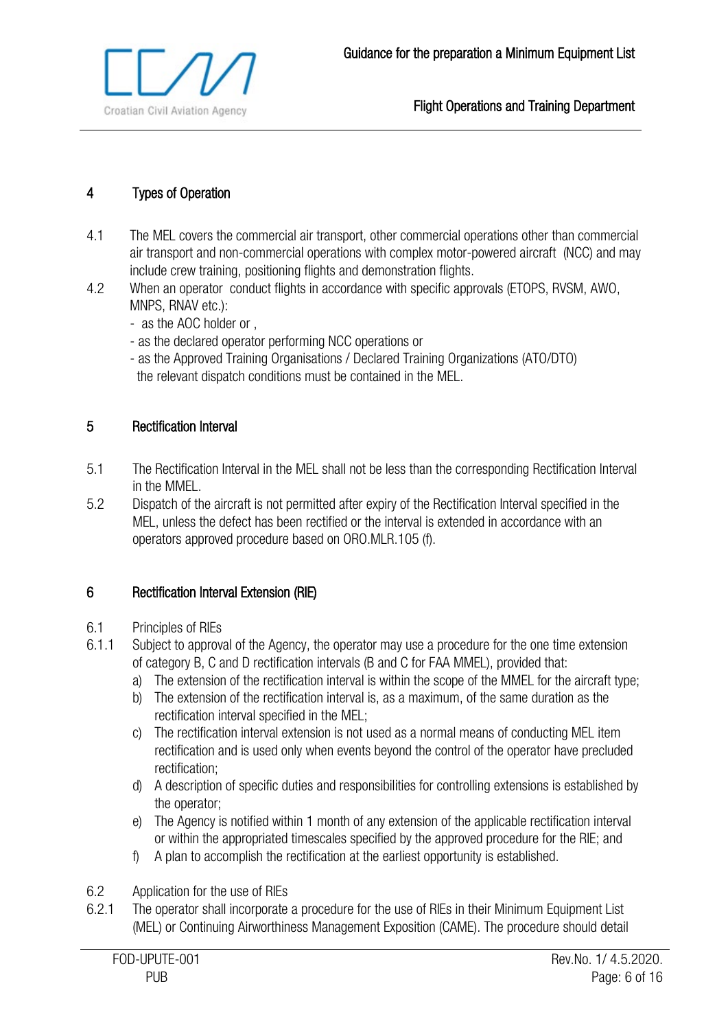## 4 Types of Operation

4.1 The MEL covers the commercial air transport, other commercial operations other than commercial air transport and non-commercial operations with complex motor-powered aircraft (NCC) and may include crew training, positioning flights and demonstration flights.

4.2 When an operator conduct flights in accordance with specific approvals (ETOPS, RVSM, AWO, MNPS, RNAV etc.):
- as the AOC holder or ,
- as the declared operator performing NCC operations or
- as the Approved Training Organisations / Declared Training Organizations (ATO/DTO)

the relevant dispatch conditions must be contained in the MEL.

## 5 Rectification Interval

5.1 The Rectification Interval in the MEL shall not be less than the corresponding Rectification Interval in the MMEL.

5.2 Dispatch of the aircraft is not permitted after expiry of the Rectification Interval specified in the MEL, unless the defect has been rectified or the interval is extended in accordance with an operators approved procedure based on ORO.MLR.105 (f).

## 6 Rectification Interval Extension (RIE)

6.1 Principles of RIEs

6.1.1 Subject to approval of the Agency, the operator may use a procedure for the one time extension of category B, C and D rectification intervals (B and C for FAA MMEL), provided that:

a) The extension of the rectification interval is within the scope of the MMEL for the aircraft type;
b) The extension of the rectification interval is, as a maximum, of the same duration as the rectification interval specified in the MEL;
c) The rectification interval extension is not used as a normal means of conducting MEL item rectification and is used only when events beyond the control of the operator have precluded rectification;
d) A description of specific duties and responsibilities for controlling extensions is established by the operator;
e) The Agency is notified within 1 month of any extension of the applicable rectification interval or within the appropriated timescales specified by the approved procedure for the RIE; and
f) A plan to accomplish the rectification at the earliest opportunity is established.

6.2 Application for the use of RIEs

6.2.1 The operator shall incorporate a procedure for the use of RIEs in their Minimum Equipment List (MEL) or Continuing Airworthiness Management Exposition (CAME). The procedure should detail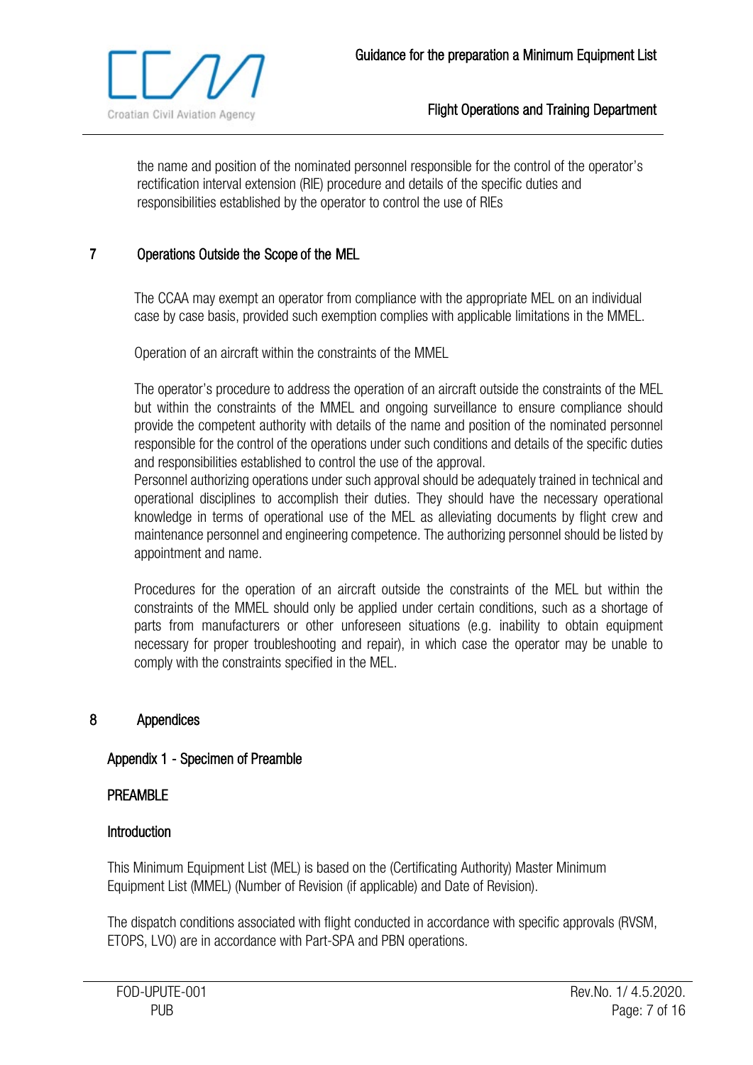the name and position of the nominated personnel responsible for the control of the operator's rectification interval extension (RIE) procedure and details of the specific duties and responsibilities established by the operator to control the use of RIEs

## 7 Operations Outside the Scope of the MEL

The CCAA may exempt an operator from compliance with the appropriate MEL on an individual case by case basis, provided such exemption complies with applicable limitations in the MMEL.

Operation of an aircraft within the constraints of the MMEL

The operator's procedure to address the operation of an aircraft outside the constraints of the MEL but within the constraints of the MMEL and ongoing surveillance to ensure compliance should provide the competent authority with details of the name and position of the nominated personnel responsible for the control of the operations under such conditions and details of the specific duties and responsibilities established to control the use of the approval.
Personnel authorizing operations under such approval should be adequately trained in technical and operational disciplines to accomplish their duties. They should have the necessary operational knowledge in terms of operational use of the MEL as alleviating documents by flight crew and maintenance personnel and engineering competence. The authorizing personnel should be listed by appointment and name.

Procedures for the operation of an aircraft outside the constraints of the MEL but within the constraints of the MMEL should only be applied under certain conditions, such as a shortage of parts from manufacturers or other unforeseen situations (e.g. inability to obtain equipment necessary for proper troubleshooting and repair), in which case the operator may be unable to comply with the constraints specified in the MEL.

## 8 Appendices

### Appendix 1 - Specimen of Preamble

#### PREAMBLE

#### Introduction

This Minimum Equipment List (MEL) is based on the (Certificating Authority) Master Minimum Equipment List (MMEL) (Number of Revision (if applicable) and Date of Revision).

The dispatch conditions associated with flight conducted in accordance with specific approvals (RVSM, ETOPS, LVO) are in accordance with Part-SPA and PBN operations.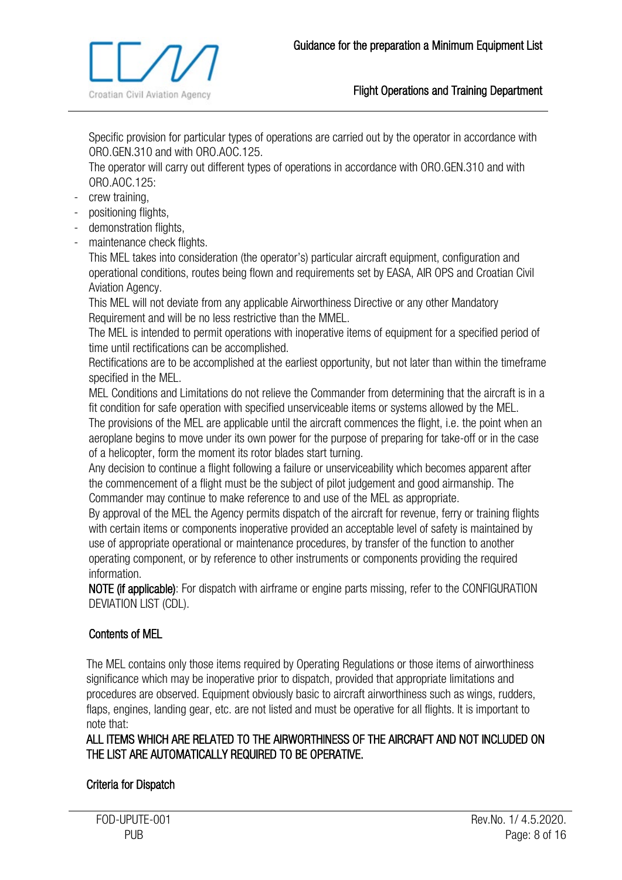Specific provision for particular types of operations are carried out by the operator in accordance with ORO.GEN.310 and with ORO.AOC.125.

The operator will carry out different types of operations in accordance with ORO.GEN.310 and with ORO.AOC.125:

- crew training,
- positioning flights,
- demonstration flights,
- maintenance check flights.

This MEL takes into consideration (the operator's) particular aircraft equipment, configuration and operational conditions, routes being flown and requirements set by EASA, AIR OPS and Croatian Civil Aviation Agency.

This MEL will not deviate from any applicable Airworthiness Directive or any other Mandatory Requirement and will be no less restrictive than the MMEL.

The MEL is intended to permit operations with inoperative items of equipment for a specified period of time until rectifications can be accomplished.

Rectifications are to be accomplished at the earliest opportunity, but not later than within the timeframe specified in the MEL.

MEL Conditions and Limitations do not relieve the Commander from determining that the aircraft is in a fit condition for safe operation with specified unserviceable items or systems allowed by the MEL.

The provisions of the MEL are applicable until the aircraft commences the flight, i.e. the point when an aeroplane begins to move under its own power for the purpose of preparing for take-off or in the case of a helicopter, form the moment its rotor blades start turning.

Any decision to continue a flight following a failure or unserviceability which becomes apparent after the commencement of a flight must be the subject of pilot judgement and good airmanship. The Commander may continue to make reference to and use of the MEL as appropriate.

By approval of the MEL the Agency permits dispatch of the aircraft for revenue, ferry or training flights with certain items or components inoperative provided an acceptable level of safety is maintained by use of appropriate operational or maintenance procedures, by transfer of the function to another operating component, or by reference to other instruments or components providing the required information.

**NOTE (if applicable)**: For dispatch with airframe or engine parts missing, refer to the CONFIGURATION DEVIATION LIST (CDL).

## Contents of MEL

The MEL contains only those items required by Operating Regulations or those items of airworthiness significance which may be inoperative prior to dispatch, provided that appropriate limitations and procedures are observed. Equipment obviously basic to aircraft airworthiness such as wings, rudders, flaps, engines, landing gear, etc. are not listed and must be operative for all flights. It is important to note that:

ALL ITEMS WHICH ARE RELATED TO THE AIRWORTHINESS OF THE AIRCRAFT AND NOT INCLUDED ON THE LIST ARE AUTOMATICALLY REQUIRED TO BE OPERATIVE.

## Criteria for Dispatch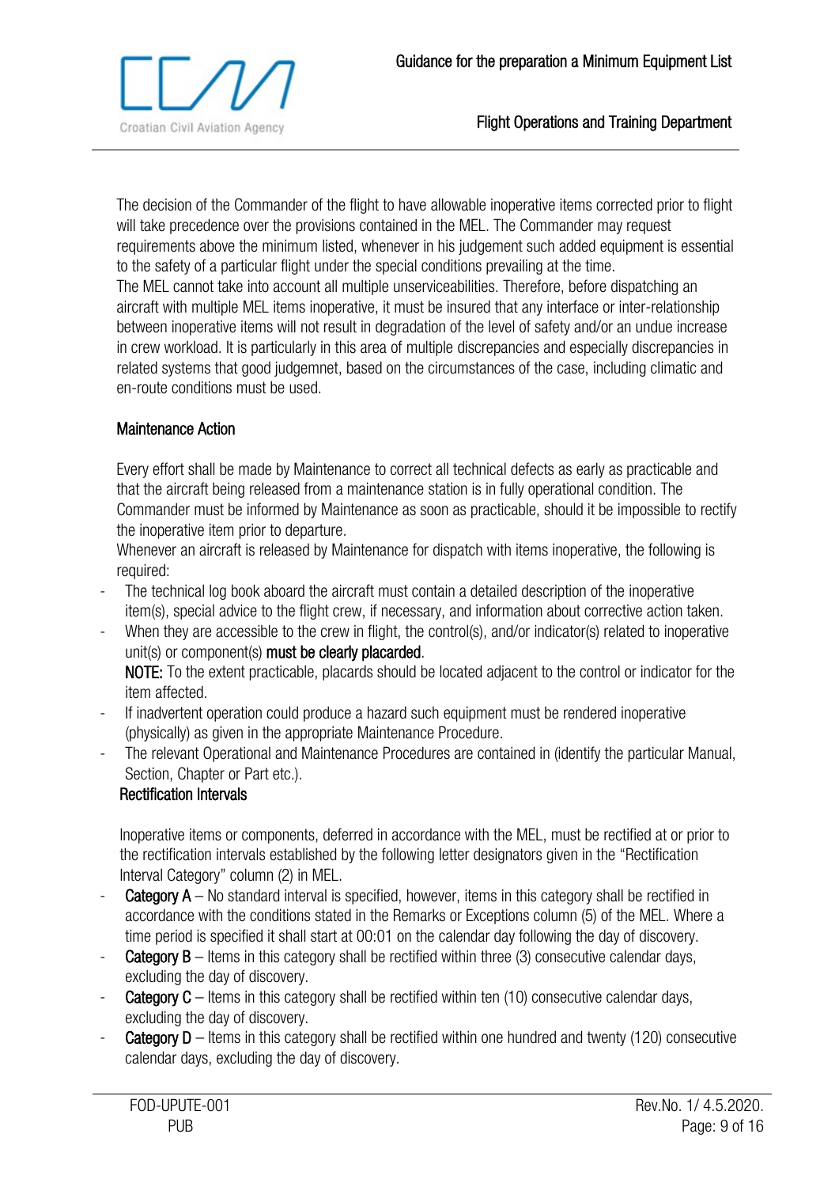The decision of the Commander of the flight to have allowable inoperative items corrected prior to flight will take precedence over the provisions contained in the MEL. The Commander may request requirements above the minimum listed, whenever in his judgement such added equipment is essential to the safety of a particular flight under the special conditions prevailing at the time.
The MEL cannot take into account all multiple unserviceabilities. Therefore, before dispatching an aircraft with multiple MEL items inoperative, it must be insured that any interface or inter-relationship between inoperative items will not result in degradation of the level of safety and/or an undue increase in crew workload. It is particularly in this area of multiple discrepancies and especially discrepancies in related systems that good judgemnet, based on the circumstances of the case, including climatic and en-route conditions must be used.

## Maintenance Action

Every effort shall be made by Maintenance to correct all technical defects as early as practicable and that the aircraft being released from a maintenance station is in fully operational condition. The Commander must be informed by Maintenance as soon as practicable, should it be impossible to rectify the inoperative item prior to departure.
Whenever an aircraft is released by Maintenance for dispatch with items inoperative, the following is required:

- The technical log book aboard the aircraft must contain a detailed description of the inoperative item(s), special advice to the flight crew, if necessary, and information about corrective action taken.
- When they are accessible to the crew in flight, the control(s), and/or indicator(s) related to inoperative unit(s) or component(s) **must be clearly placarded**.
  **NOTE:** To the extent practicable, placards should be located adjacent to the control or indicator for the item affected.
- If inadvertent operation could produce a hazard such equipment must be rendered inoperative (physically) as given in the appropriate Maintenance Procedure.
- The relevant Operational and Maintenance Procedures are contained in (identify the particular Manual, Section, Chapter or Part etc.).

## Rectification Intervals

Inoperative items or components, deferred in accordance with the MEL, must be rectified at or prior to the rectification intervals established by the following letter designators given in the "Rectification Interval Category" column (2) in MEL.

- **Category A** – No standard interval is specified, however, items in this category shall be rectified in accordance with the conditions stated in the Remarks or Exceptions column (5) of the MEL. Where a time period is specified it shall start at 00:01 on the calendar day following the day of discovery.
- **Category B** – Items in this category shall be rectified within three (3) consecutive calendar days, excluding the day of discovery.
- **Category C** – Items in this category shall be rectified within ten (10) consecutive calendar days, excluding the day of discovery.
- **Category D** – Items in this category shall be rectified within one hundred and twenty (120) consecutive calendar days, excluding the day of discovery.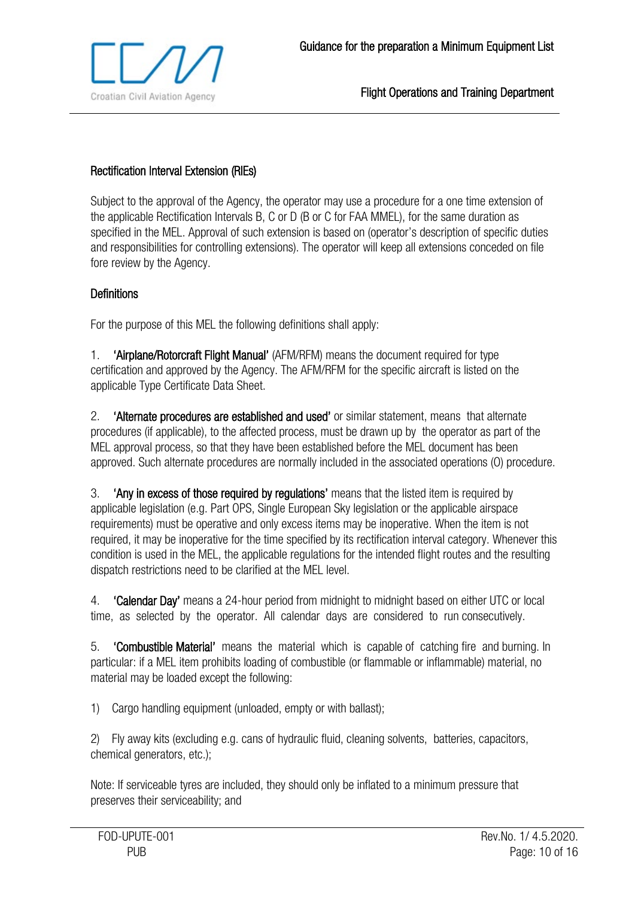### Rectification Interval Extension (RIEs)

Subject to the approval of the Agency, the operator may use a procedure for a one time extension of the applicable Rectification Intervals B, C or D (B or C for FAA MMEL), for the same duration as specified in the MEL. Approval of such extension is based on (operator's description of specific duties and responsibilities for controlling extensions). The operator will keep all extensions conceded on file fore review by the Agency.

### Definitions

For the purpose of this MEL the following definitions shall apply:

1. **'Airplane/Rotorcraft Flight Manual'** (AFM/RFM) means the document required for type certification and approved by the Agency. The AFM/RFM for the specific aircraft is listed on the applicable Type Certificate Data Sheet.

2. **'Alternate procedures are established and used'** or similar statement, means that alternate procedures (if applicable), to the affected process, must be drawn up by the operator as part of the MEL approval process, so that they have been established before the MEL document has been approved. Such alternate procedures are normally included in the associated operations (O) procedure.

3. **'Any in excess of those required by regulations'** means that the listed item is required by applicable legislation (e.g. Part OPS, Single European Sky legislation or the applicable airspace requirements) must be operative and only excess items may be inoperative. When the item is not required, it may be inoperative for the time specified by its rectification interval category. Whenever this condition is used in the MEL, the applicable regulations for the intended flight routes and the resulting dispatch restrictions need to be clarified at the MEL level.

4. **'Calendar Day'** means a 24-hour period from midnight to midnight based on either UTC or local time, as selected by the operator. All calendar days are considered to run consecutively.

5. **'Combustible Material'** means the material which is capable of catching fire and burning. In particular: if a MEL item prohibits loading of combustible (or flammable or inflammable) material, no material may be loaded except the following:

1) Cargo handling equipment (unloaded, empty or with ballast);

2) Fly away kits (excluding e.g. cans of hydraulic fluid, cleaning solvents, batteries, capacitors, chemical generators, etc.);

Note: If serviceable tyres are included, they should only be inflated to a minimum pressure that preserves their serviceability; and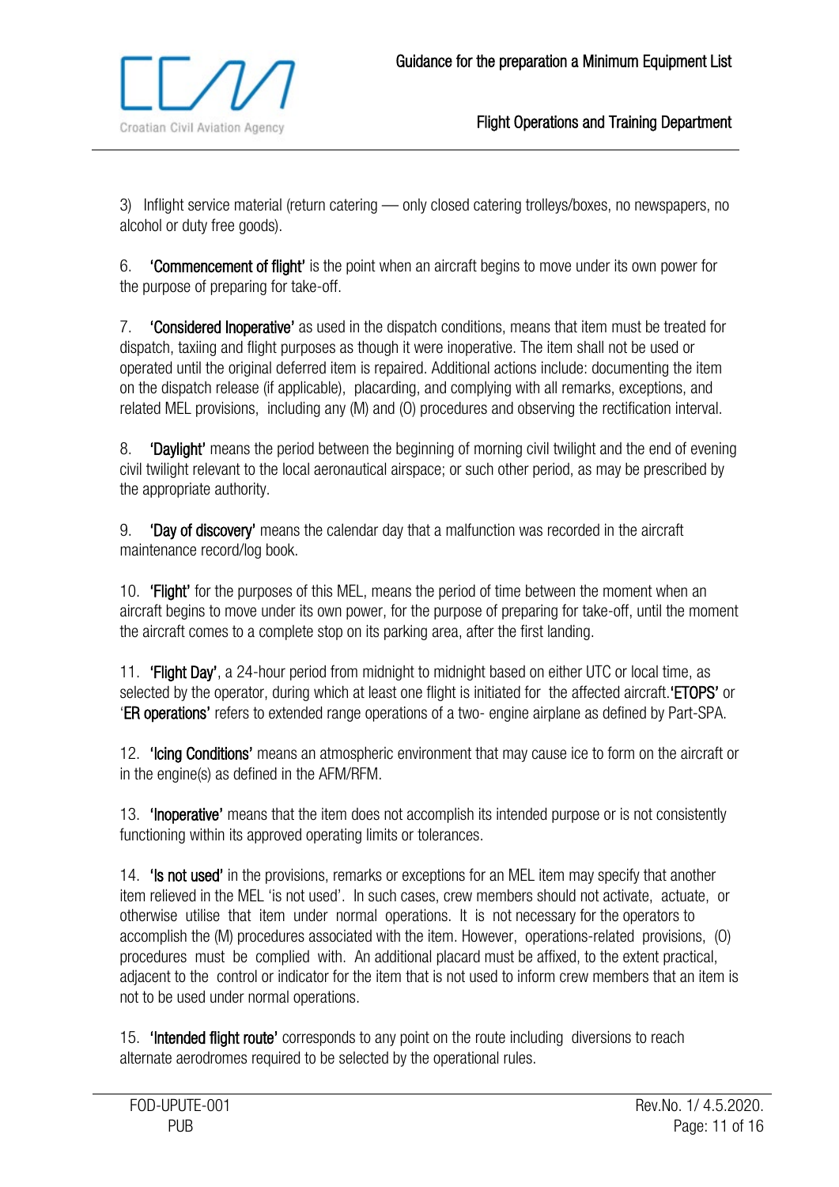3) Inflight service material (return catering — only closed catering trolleys/boxes, no newspapers, no alcohol or duty free goods).

6. **'Commencement of flight'** is the point when an aircraft begins to move under its own power for the purpose of preparing for take-off.

7. **'Considered Inoperative'** as used in the dispatch conditions, means that item must be treated for dispatch, taxiing and flight purposes as though it were inoperative. The item shall not be used or operated until the original deferred item is repaired. Additional actions include: documenting the item on the dispatch release (if applicable), placarding, and complying with all remarks, exceptions, and related MEL provisions, including any (M) and (O) procedures and observing the rectification interval.

8. **'Daylight'** means the period between the beginning of morning civil twilight and the end of evening civil twilight relevant to the local aeronautical airspace; or such other period, as may be prescribed by the appropriate authority.

9. **'Day of discovery'** means the calendar day that a malfunction was recorded in the aircraft maintenance record/log book.

10. **'Flight'** for the purposes of this MEL, means the period of time between the moment when an aircraft begins to move under its own power, for the purpose of preparing for take-off, until the moment the aircraft comes to a complete stop on its parking area, after the first landing.

11. **'Flight Day'**, a 24-hour period from midnight to midnight based on either UTC or local time, as selected by the operator, during which at least one flight is initiated for the affected aircraft.**'ETOPS'** or '**ER operations'** refers to extended range operations of a two- engine airplane as defined by Part-SPA.

12. **'Icing Conditions'** means an atmospheric environment that may cause ice to form on the aircraft or in the engine(s) as defined in the AFM/RFM.

13. **'Inoperative'** means that the item does not accomplish its intended purpose or is not consistently functioning within its approved operating limits or tolerances.

14. **'Is not used'** in the provisions, remarks or exceptions for an MEL item may specify that another item relieved in the MEL 'is not used'. In such cases, crew members should not activate, actuate, or otherwise utilise that item under normal operations. It is not necessary for the operators to accomplish the (M) procedures associated with the item. However, operations-related provisions, (O) procedures must be complied with. An additional placard must be affixed, to the extent practical, adjacent to the control or indicator for the item that is not used to inform crew members that an item is not to be used under normal operations.

15. **'Intended flight route'** corresponds to any point on the route including diversions to reach alternate aerodromes required to be selected by the operational rules.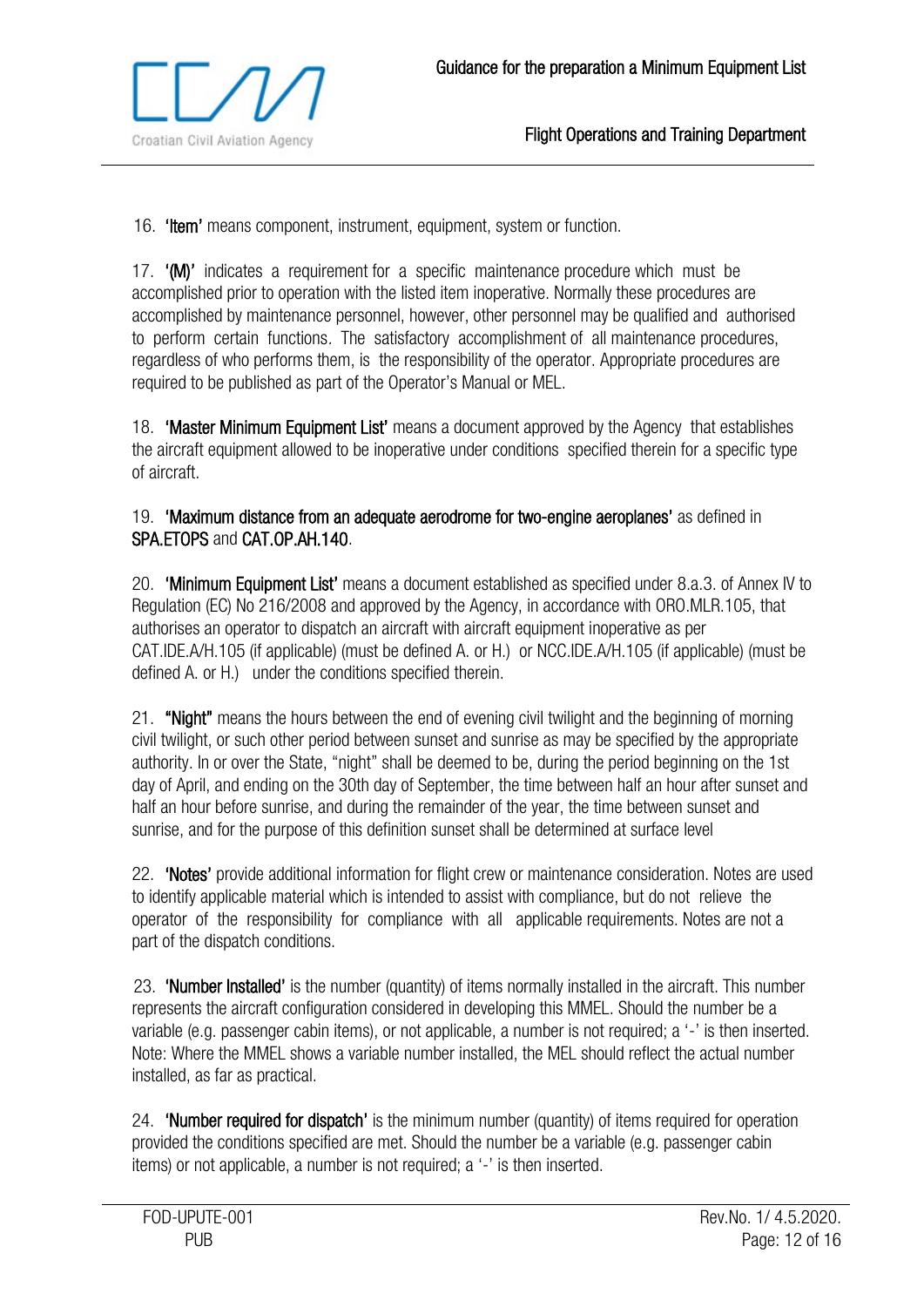16. **'Item'** means component, instrument, equipment, system or function.

17. **'(M)'** indicates a requirement for a specific maintenance procedure which must be accomplished prior to operation with the listed item inoperative. Normally these procedures are accomplished by maintenance personnel, however, other personnel may be qualified and authorised to perform certain functions. The satisfactory accomplishment of all maintenance procedures, regardless of who performs them, is the responsibility of the operator. Appropriate procedures are required to be published as part of the Operator's Manual or MEL.

18. **'Master Minimum Equipment List'** means a document approved by the Agency that establishes the aircraft equipment allowed to be inoperative under conditions specified therein for a specific type of aircraft.

19. **'Maximum distance from an adequate aerodrome for two-engine aeroplanes'** as defined in **SPA.ETOPS** and **CAT.OP.AH.140**.

20. **'Minimum Equipment List'** means a document established as specified under 8.a.3. of Annex IV to Regulation (EC) No 216/2008 and approved by the Agency, in accordance with ORO.MLR.105, that authorises an operator to dispatch an aircraft with aircraft equipment inoperative as per CAT.IDE.A/H.105 (if applicable) (must be defined A. or H.) or NCC.IDE.A/H.105 (if applicable) (must be defined A. or H.) under the conditions specified therein.

21. **"Night"** means the hours between the end of evening civil twilight and the beginning of morning civil twilight, or such other period between sunset and sunrise as may be specified by the appropriate authority. In or over the State, "night" shall be deemed to be, during the period beginning on the 1st day of April, and ending on the 30th day of September, the time between half an hour after sunset and half an hour before sunrise, and during the remainder of the year, the time between sunset and sunrise, and for the purpose of this definition sunset shall be determined at surface level

22. **'Notes'** provide additional information for flight crew or maintenance consideration. Notes are used to identify applicable material which is intended to assist with compliance, but do not relieve the operator of the responsibility for compliance with all applicable requirements. Notes are not a part of the dispatch conditions.

23. **'Number Installed'** is the number (quantity) of items normally installed in the aircraft. This number represents the aircraft configuration considered in developing this MMEL. Should the number be a variable (e.g. passenger cabin items), or not applicable, a number is not required; a '-' is then inserted. Note: Where the MMEL shows a variable number installed, the MEL should reflect the actual number installed, as far as practical.

24. **'Number required for dispatch'** is the minimum number (quantity) of items required for operation provided the conditions specified are met. Should the number be a variable (e.g. passenger cabin items) or not applicable, a number is not required; a '-' is then inserted.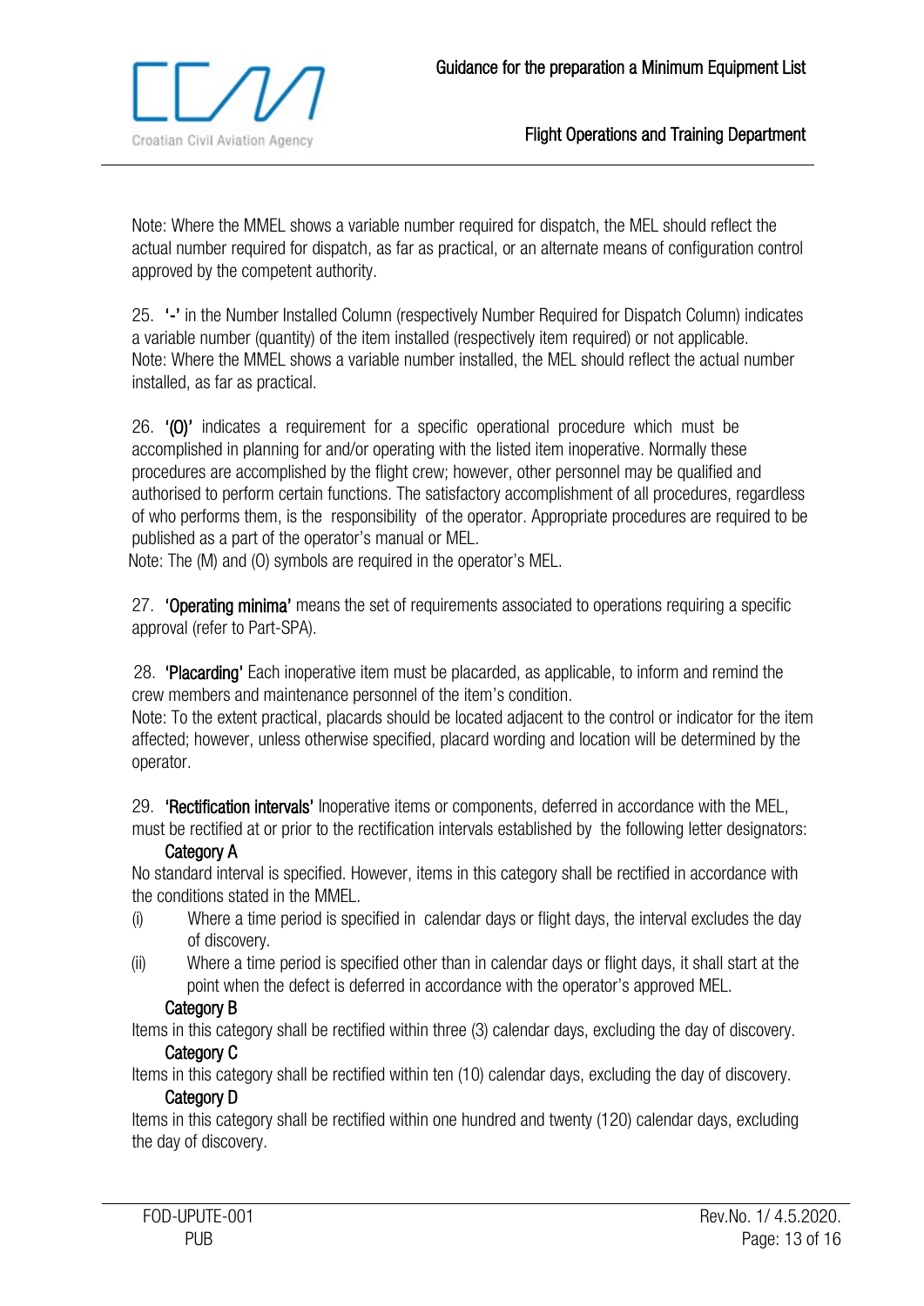Note: Where the MMEL shows a variable number required for dispatch, the MEL should reflect the actual number required for dispatch, as far as practical, or an alternate means of configuration control approved by the competent authority.

25. **'-'** in the Number Installed Column (respectively Number Required for Dispatch Column) indicates a variable number (quantity) of the item installed (respectively item required) or not applicable.
Note: Where the MMEL shows a variable number installed, the MEL should reflect the actual number installed, as far as practical.

26. **'(O)'** indicates a requirement for a specific operational procedure which must be accomplished in planning for and/or operating with the listed item inoperative. Normally these procedures are accomplished by the flight crew; however, other personnel may be qualified and authorised to perform certain functions. The satisfactory accomplishment of all procedures, regardless of who performs them, is the responsibility of the operator. Appropriate procedures are required to be published as a part of the operator's manual or MEL.
Note: The (M) and (O) symbols are required in the operator's MEL.

27. **'Operating minima'** means the set of requirements associated to operations requiring a specific approval (refer to Part-SPA).

28. **'Placarding'** Each inoperative item must be placarded, as applicable, to inform and remind the crew members and maintenance personnel of the item's condition.
Note: To the extent practical, placards should be located adjacent to the control or indicator for the item affected; however, unless otherwise specified, placard wording and location will be determined by the operator.

29. **'Rectification intervals'** Inoperative items or components, deferred in accordance with the MEL, must be rectified at or prior to the rectification intervals established by the following letter designators:

**Category A**

No standard interval is specified. However, items in this category shall be rectified in accordance with the conditions stated in the MMEL.

(i) Where a time period is specified in calendar days or flight days, the interval excludes the day of discovery.

(ii) Where a time period is specified other than in calendar days or flight days, it shall start at the point when the defect is deferred in accordance with the operator's approved MEL.

**Category B**

Items in this category shall be rectified within three (3) calendar days, excluding the day of discovery.

**Category C**

Items in this category shall be rectified within ten (10) calendar days, excluding the day of discovery.

**Category D**

Items in this category shall be rectified within one hundred and twenty (120) calendar days, excluding the day of discovery.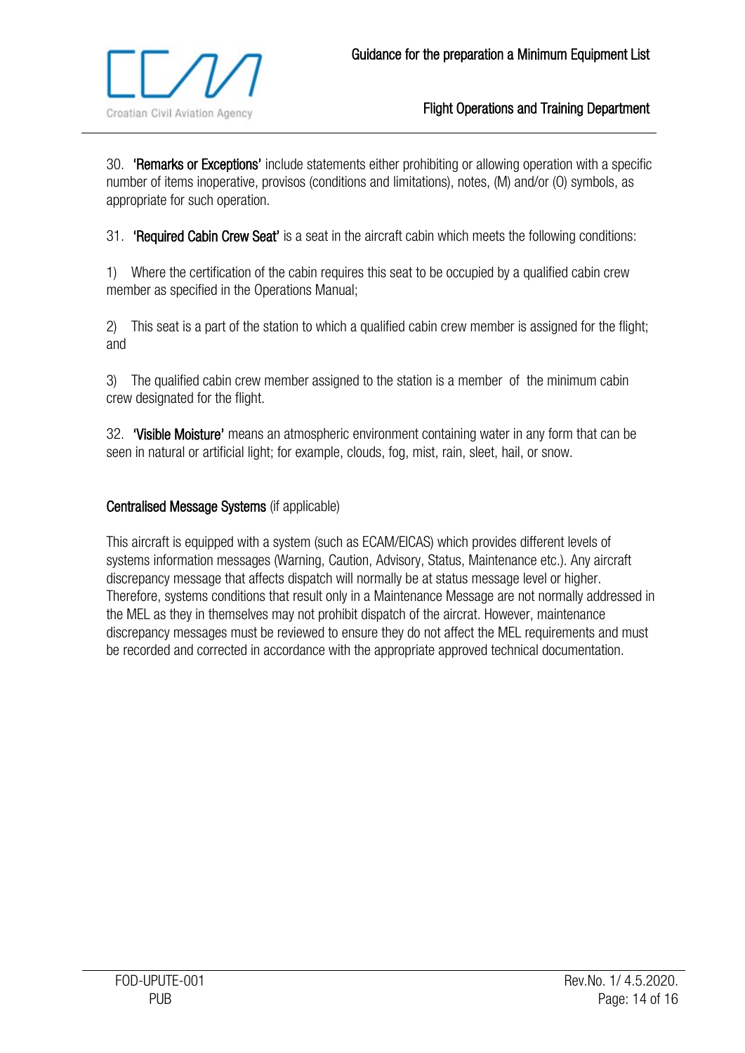30. **'Remarks or Exceptions'** include statements either prohibiting or allowing operation with a specific number of items inoperative, provisos (conditions and limitations), notes, (M) and/or (O) symbols, as appropriate for such operation.

31. **'Required Cabin Crew Seat'** is a seat in the aircraft cabin which meets the following conditions:

1) Where the certification of the cabin requires this seat to be occupied by a qualified cabin crew member as specified in the Operations Manual;

2) This seat is a part of the station to which a qualified cabin crew member is assigned for the flight; and

3) The qualified cabin crew member assigned to the station is a member of the minimum cabin crew designated for the flight.

32. **'Visible Moisture'** means an atmospheric environment containing water in any form that can be seen in natural or artificial light; for example, clouds, fog, mist, rain, sleet, hail, or snow.

**Centralised Message Systems** (if applicable)

This aircraft is equipped with a system (such as ECAM/EICAS) which provides different levels of systems information messages (Warning, Caution, Advisory, Status, Maintenance etc.). Any aircraft discrepancy message that affects dispatch will normally be at status message level or higher. Therefore, systems conditions that result only in a Maintenance Message are not normally addressed in the MEL as they in themselves may not prohibit dispatch of the aircrat. However, maintenance discrepancy messages must be reviewed to ensure they do not affect the MEL requirements and must be recorded and corrected in accordance with the appropriate approved technical documentation.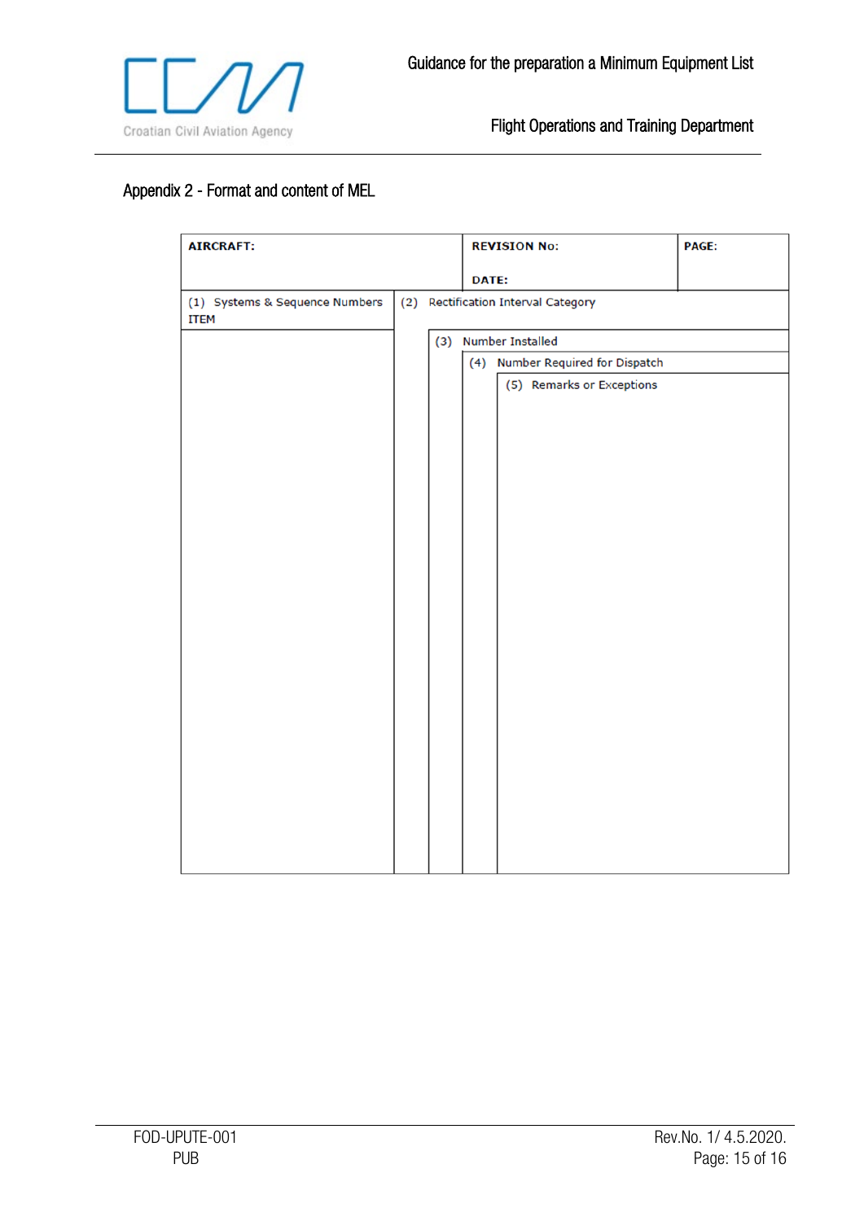## Appendix 2 - Format and content of MEL

| AIRCRAFT: | | | | REVISION No: DATE: | PAGE: |
|---|---|---|---|---|---|
| (1) Systems & Sequence Numbers ITEM | (2) Rectification Interval Category | | | | |
| | | (3) Number Installed | | | |
| | | | (4) Number Required for Dispatch | | |
| | | | | (5) Remarks or Exceptions | |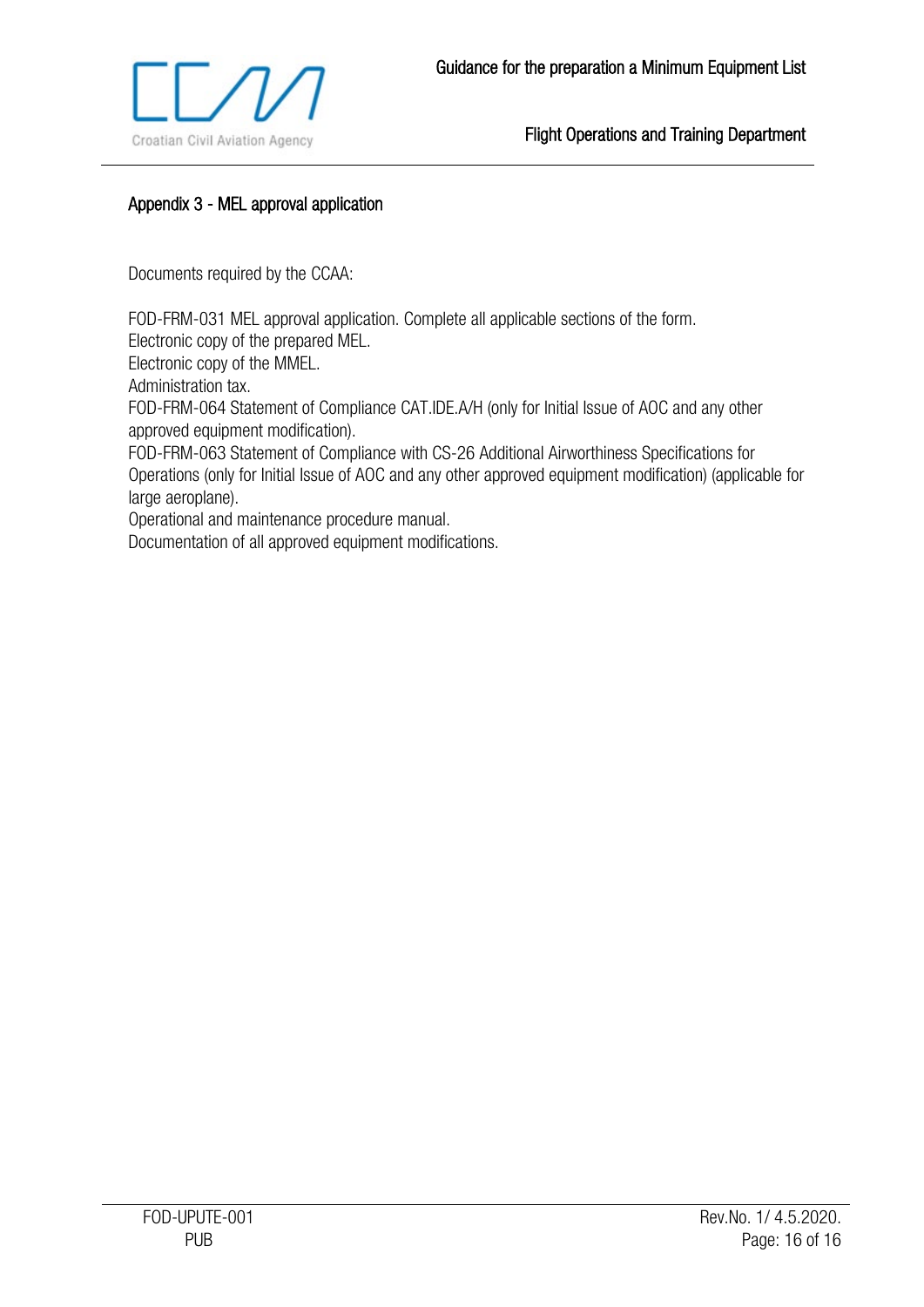## Appendix 3 - MEL approval application

Documents required by the CCAA:

FOD-FRM-031 MEL approval application. Complete all applicable sections of the form.
Electronic copy of the prepared MEL.
Electronic copy of the MMEL.
Administration tax.
FOD-FRM-064 Statement of Compliance CAT.IDE.A/H (only for Initial Issue of AOC and any other approved equipment modification).
FOD-FRM-063 Statement of Compliance with CS-26 Additional Airworthiness Specifications for Operations (only for Initial Issue of AOC and any other approved equipment modification) (applicable for large aeroplane).
Operational and maintenance procedure manual.
Documentation of all approved equipment modifications.